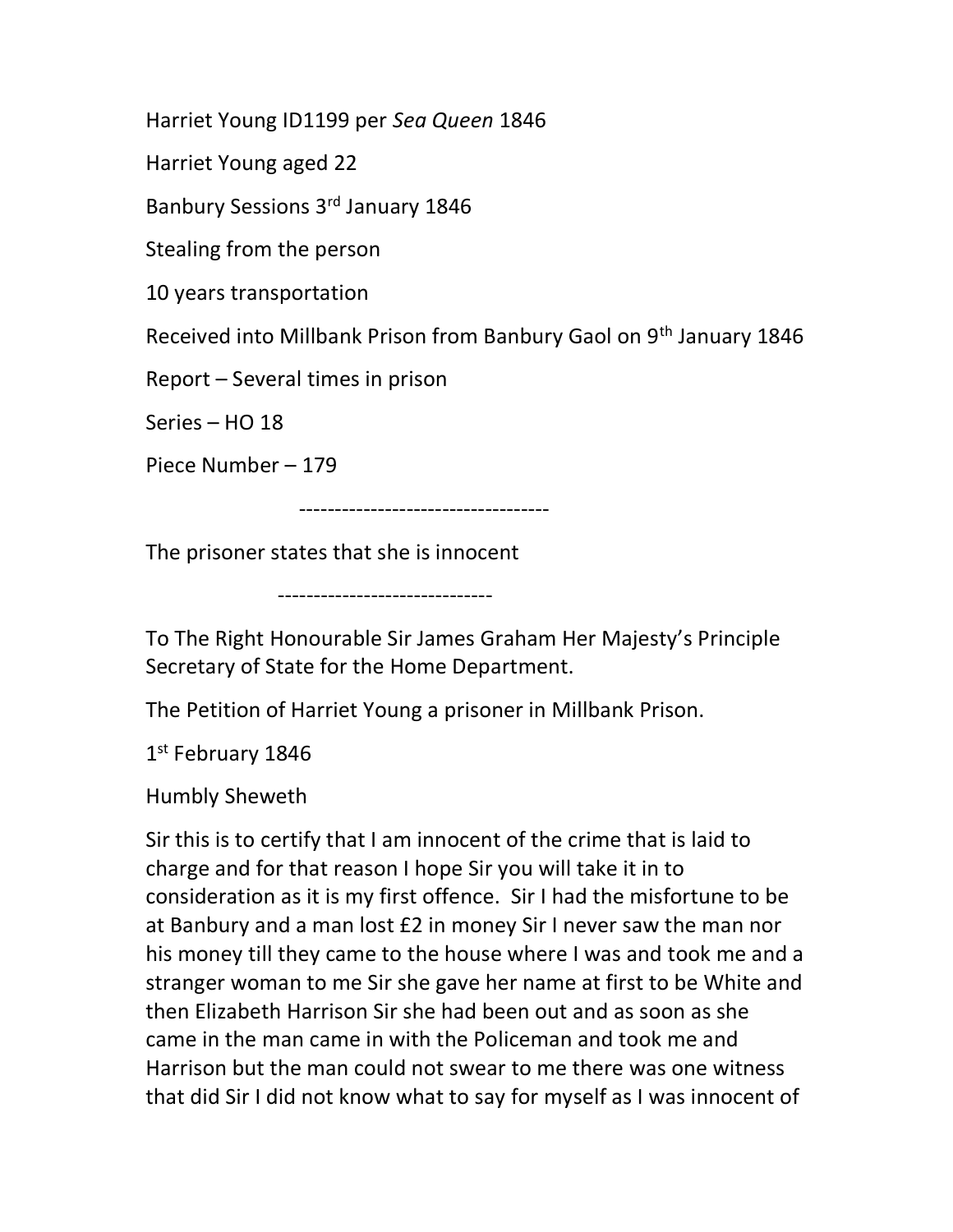Harriet Young ID1199 per *Sea Queen* 1846

Harriet Young aged 22

Banbury Sessions 3rd January 1846

Stealing from the person

10 years transportation

Received into Millbank Prison from Banbury Gaol on 9th January 1846

Report – Several times in prison

Series – HO 18

Piece Number – 179

-----------------------------------

The prisoner states that she is innocent

------------------------------

To The Right Honourable Sir James Graham Her Majesty's Principle Secretary of State for the Home Department.

The Petition of Harriet Young a prisoner in Millbank Prison.

1st February 1846

Humbly Sheweth

Sir this is to certify that I am innocent of the crime that is laid to charge and for that reason I hope Sir you will take it in to consideration as it is my first offence. Sir I had the misfortune to be at Banbury and a man lost £2 in money Sir I never saw the man nor his money till they came to the house where I was and took me and a stranger woman to me Sir she gave her name at first to be White and then Elizabeth Harrison Sir she had been out and as soon as she came in the man came in with the Policeman and took me and Harrison but the man could not swear to me there was one witness that did Sir I did not know what to say for myself as I was innocent of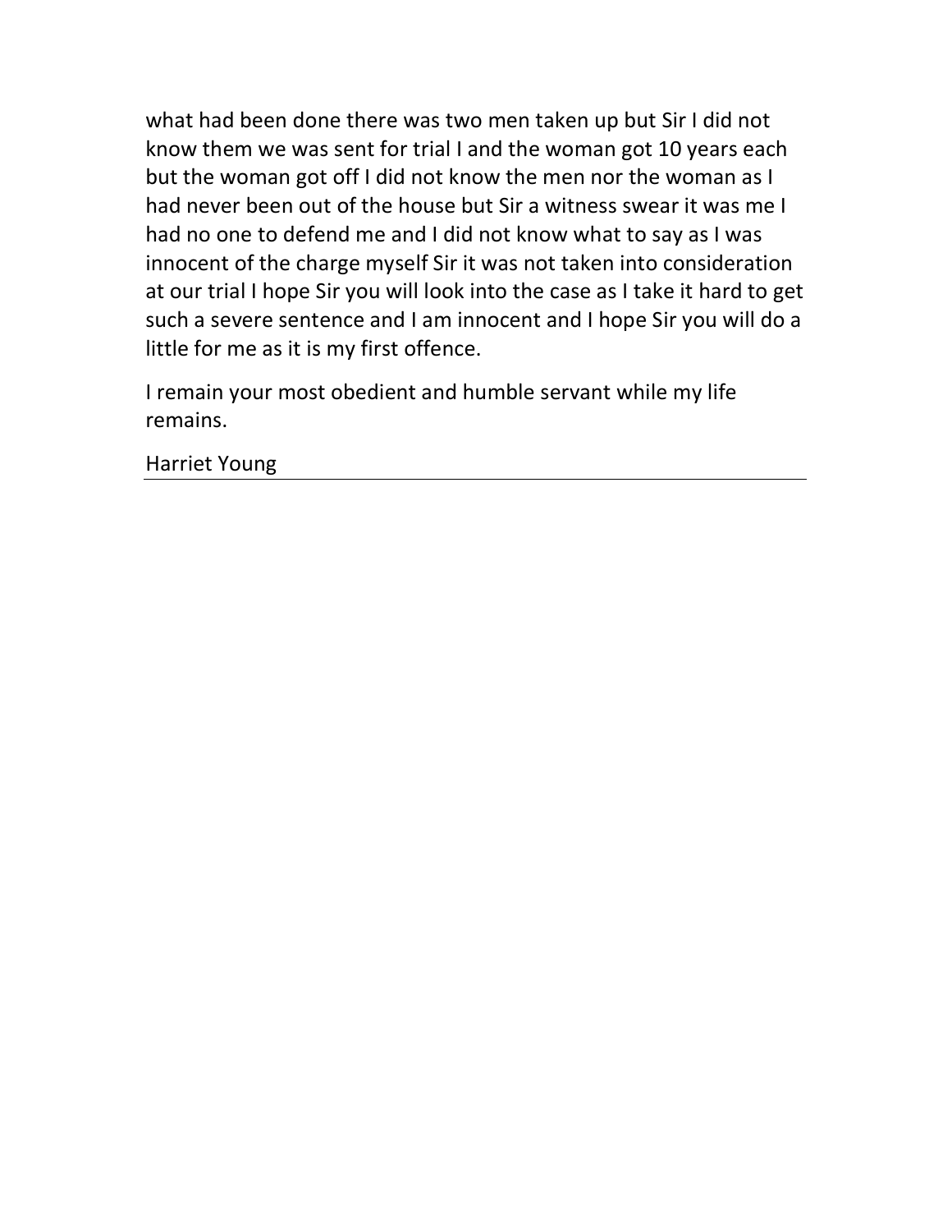what had been done there was two men taken up but Sir I did not know them we was sent for trial I and the woman got 10 years each but the woman got off I did not know the men nor the woman as I had never been out of the house but Sir a witness swear it was me I had no one to defend me and I did not know what to say as I was innocent of the charge myself Sir it was not taken into consideration at our trial I hope Sir you will look into the case as I take it hard to get such a severe sentence and I am innocent and I hope Sir you will do a little for me as it is my first offence.

I remain your most obedient and humble servant while my life remains.

Harriet Young